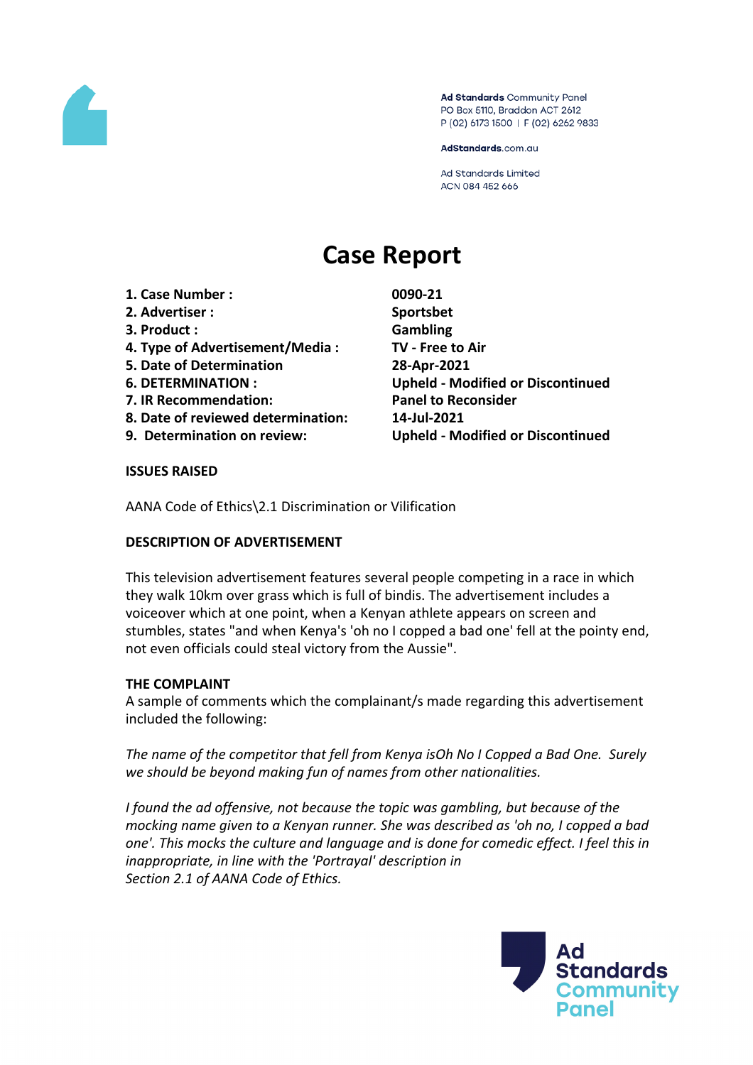Ad Standards Community Panel
PO Box 5110, Braddon ACT 2612
P (02) 6173 1500 | F (02) 6262 9833

AdStandards.com.au

Ad Standards Limited
ACN 084 452 666

# Case Report

| | |
|---|---|
| **1. Case Number :** | **0090-21** |
| **2. Advertiser :** | **Sportsbet** |
| **3. Product :** | **Gambling** |
| **4. Type of Advertisement/Media :** | **TV - Free to Air** |
| **5. Date of Determination** | **28-Apr-2021** |
| **6. DETERMINATION :** | **Upheld - Modified or Discontinued** |
| **7. IR Recommendation:** | **Panel to Reconsider** |
| **8. Date of reviewed determination:** | **14-Jul-2021** |
| **9. Determination on review:** | **Upheld - Modified or Discontinued** |

**ISSUES RAISED**

AANA Code of Ethics\2.1 Discrimination or Vilification

**DESCRIPTION OF ADVERTISEMENT**

This television advertisement features several people competing in a race in which they walk 10km over grass which is full of bindis. The advertisement includes a voiceover which at one point, when a Kenyan athlete appears on screen and stumbles, states "and when Kenya's 'oh no I copped a bad one' fell at the pointy end, not even officials could steal victory from the Aussie".

**THE COMPLAINT**

A sample of comments which the complainant/s made regarding this advertisement included the following:

*The name of the competitor that fell from Kenya isOh No I Copped a Bad One. Surely we should be beyond making fun of names from other nationalities.*

*I found the ad offensive, not because the topic was gambling, but because of the mocking name given to a Kenyan runner. She was described as 'oh no, I copped a bad one'. This mocks the culture and language and is done for comedic effect. I feel this in inappropriate, in line with the 'Portrayal' description in Section 2.1 of AANA Code of Ethics.*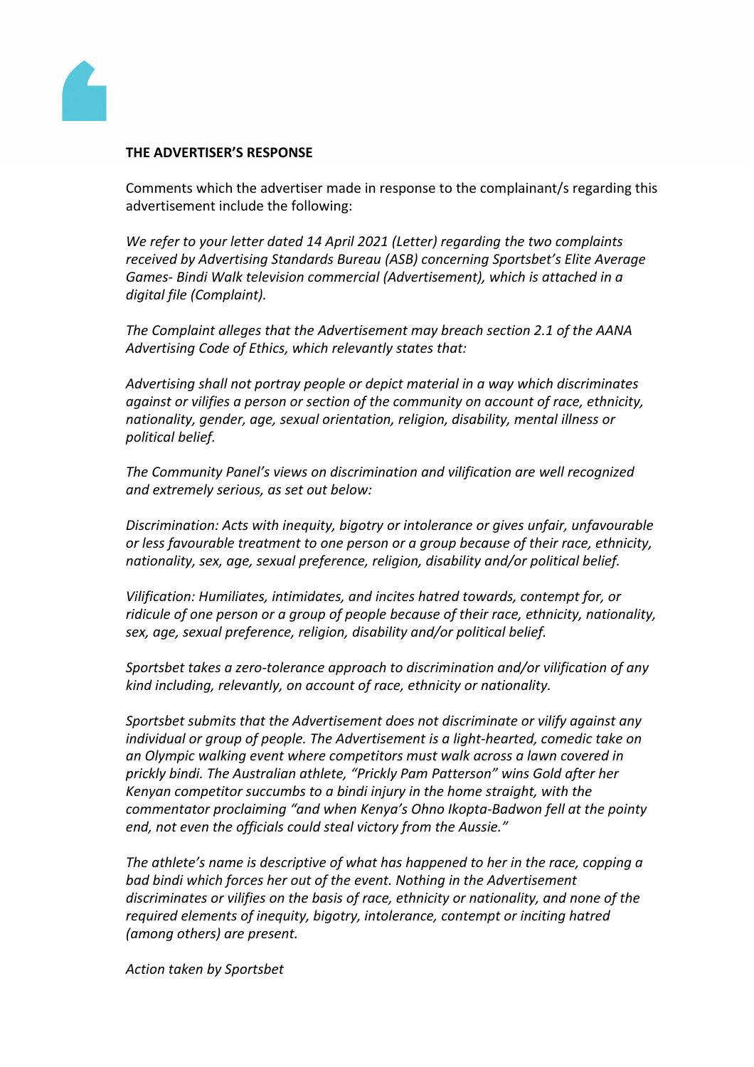**THE ADVERTISER'S RESPONSE**

Comments which the advertiser made in response to the complainant/s regarding this advertisement include the following:

*We refer to your letter dated 14 April 2021 (Letter) regarding the two complaints received by Advertising Standards Bureau (ASB) concerning Sportsbet's Elite Average Games- Bindi Walk television commercial (Advertisement), which is attached in a digital file (Complaint).*

*The Complaint alleges that the Advertisement may breach section 2.1 of the AANA Advertising Code of Ethics, which relevantly states that:*

*Advertising shall not portray people or depict material in a way which discriminates against or vilifies a person or section of the community on account of race, ethnicity, nationality, gender, age, sexual orientation, religion, disability, mental illness or political belief.*

*The Community Panel's views on discrimination and vilification are well recognized and extremely serious, as set out below:*

*Discrimination: Acts with inequity, bigotry or intolerance or gives unfair, unfavourable or less favourable treatment to one person or a group because of their race, ethnicity, nationality, sex, age, sexual preference, religion, disability and/or political belief.*

*Vilification: Humiliates, intimidates, and incites hatred towards, contempt for, or ridicule of one person or a group of people because of their race, ethnicity, nationality, sex, age, sexual preference, religion, disability and/or political belief.*

*Sportsbet takes a zero-tolerance approach to discrimination and/or vilification of any kind including, relevantly, on account of race, ethnicity or nationality.*

*Sportsbet submits that the Advertisement does not discriminate or vilify against any individual or group of people. The Advertisement is a light-hearted, comedic take on an Olympic walking event where competitors must walk across a lawn covered in prickly bindi. The Australian athlete, "Prickly Pam Patterson" wins Gold after her Kenyan competitor succumbs to a bindi injury in the home straight, with the commentator proclaiming "and when Kenya's Ohno Ikopta-Badwon fell at the pointy end, not even the officials could steal victory from the Aussie."*

*The athlete's name is descriptive of what has happened to her in the race, copping a bad bindi which forces her out of the event. Nothing in the Advertisement discriminates or vilifies on the basis of race, ethnicity or nationality, and none of the required elements of inequity, bigotry, intolerance, contempt or inciting hatred (among others) are present.*

*Action taken by Sportsbet*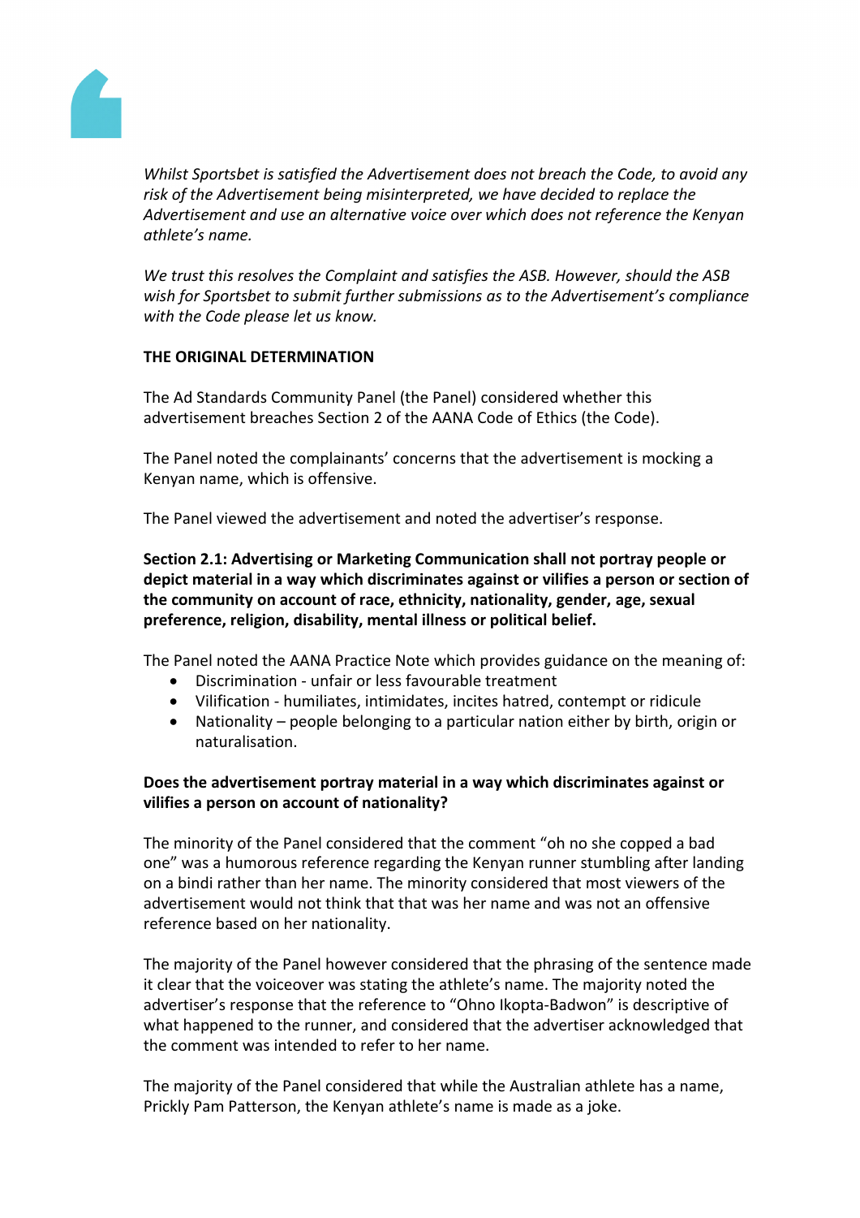*Whilst Sportsbet is satisfied the Advertisement does not breach the Code, to avoid any risk of the Advertisement being misinterpreted, we have decided to replace the Advertisement and use an alternative voice over which does not reference the Kenyan athlete's name.*

*We trust this resolves the Complaint and satisfies the ASB. However, should the ASB wish for Sportsbet to submit further submissions as to the Advertisement's compliance with the Code please let us know.*

**THE ORIGINAL DETERMINATION**

The Ad Standards Community Panel (the Panel) considered whether this advertisement breaches Section 2 of the AANA Code of Ethics (the Code).

The Panel noted the complainants' concerns that the advertisement is mocking a Kenyan name, which is offensive.

The Panel viewed the advertisement and noted the advertiser's response.

**Section 2.1: Advertising or Marketing Communication shall not portray people or depict material in a way which discriminates against or vilifies a person or section of the community on account of race, ethnicity, nationality, gender, age, sexual preference, religion, disability, mental illness or political belief.**

The Panel noted the AANA Practice Note which provides guidance on the meaning of:

- Discrimination - unfair or less favourable treatment
- Vilification - humiliates, intimidates, incites hatred, contempt or ridicule
- Nationality – people belonging to a particular nation either by birth, origin or naturalisation.

**Does the advertisement portray material in a way which discriminates against or vilifies a person on account of nationality?**

The minority of the Panel considered that the comment "oh no she copped a bad one" was a humorous reference regarding the Kenyan runner stumbling after landing on a bindi rather than her name. The minority considered that most viewers of the advertisement would not think that that was her name and was not an offensive reference based on her nationality.

The majority of the Panel however considered that the phrasing of the sentence made it clear that the voiceover was stating the athlete's name. The majority noted the advertiser's response that the reference to "Ohno Ikopta-Badwon" is descriptive of what happened to the runner, and considered that the advertiser acknowledged that the comment was intended to refer to her name.

The majority of the Panel considered that while the Australian athlete has a name, Prickly Pam Patterson, the Kenyan athlete's name is made as a joke.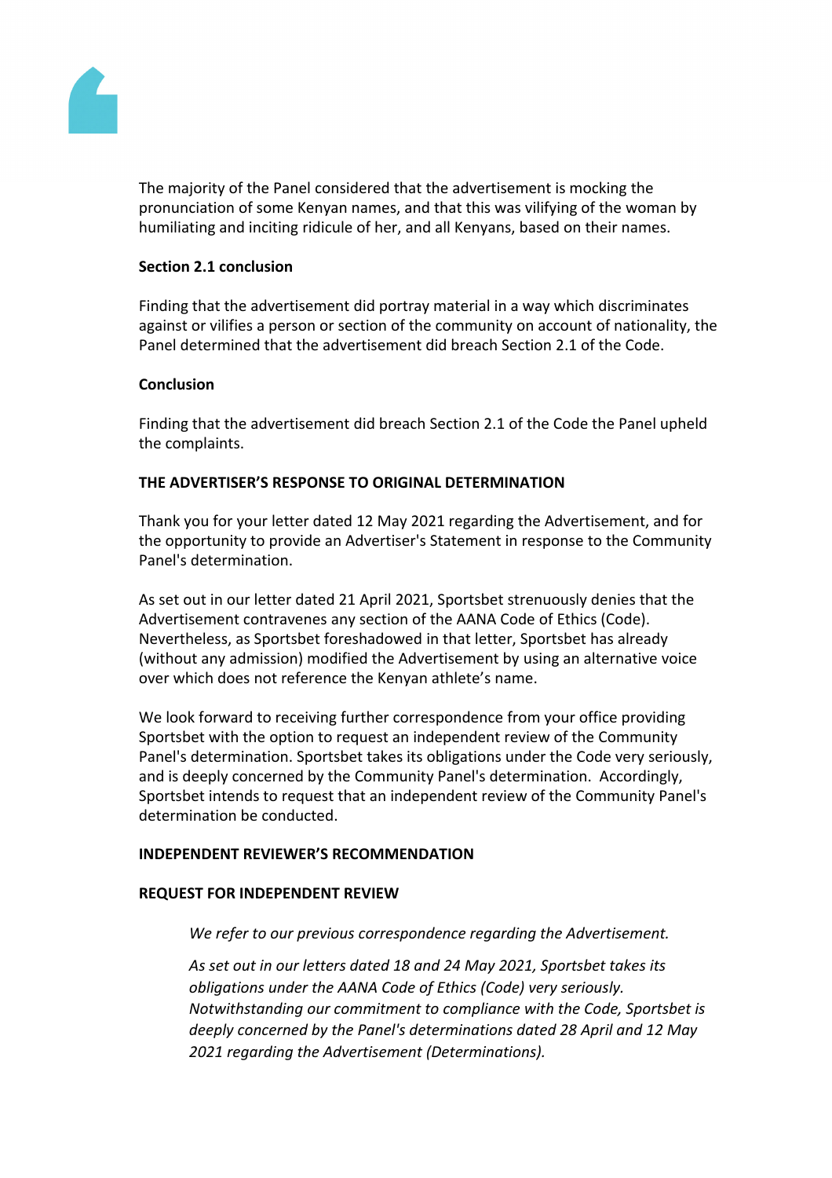The majority of the Panel considered that the advertisement is mocking the pronunciation of some Kenyan names, and that this was vilifying of the woman by humiliating and inciting ridicule of her, and all Kenyans, based on their names.

**Section 2.1 conclusion**

Finding that the advertisement did portray material in a way which discriminates against or vilifies a person or section of the community on account of nationality, the Panel determined that the advertisement did breach Section 2.1 of the Code.

**Conclusion**

Finding that the advertisement did breach Section 2.1 of the Code the Panel upheld the complaints.

**THE ADVERTISER'S RESPONSE TO ORIGINAL DETERMINATION**

Thank you for your letter dated 12 May 2021 regarding the Advertisement, and for the opportunity to provide an Advertiser's Statement in response to the Community Panel's determination.

As set out in our letter dated 21 April 2021, Sportsbet strenuously denies that the Advertisement contravenes any section of the AANA Code of Ethics (Code). Nevertheless, as Sportsbet foreshadowed in that letter, Sportsbet has already (without any admission) modified the Advertisement by using an alternative voice over which does not reference the Kenyan athlete's name.

We look forward to receiving further correspondence from your office providing Sportsbet with the option to request an independent review of the Community Panel's determination. Sportsbet takes its obligations under the Code very seriously, and is deeply concerned by the Community Panel's determination. Accordingly, Sportsbet intends to request that an independent review of the Community Panel's determination be conducted.

**INDEPENDENT REVIEWER'S RECOMMENDATION**

**REQUEST FOR INDEPENDENT REVIEW**

> *We refer to our previous correspondence regarding the Advertisement.*
>
> *As set out in our letters dated 18 and 24 May 2021, Sportsbet takes its obligations under the AANA Code of Ethics (Code) very seriously. Notwithstanding our commitment to compliance with the Code, Sportsbet is deeply concerned by the Panel's determinations dated 28 April and 12 May 2021 regarding the Advertisement (Determinations).*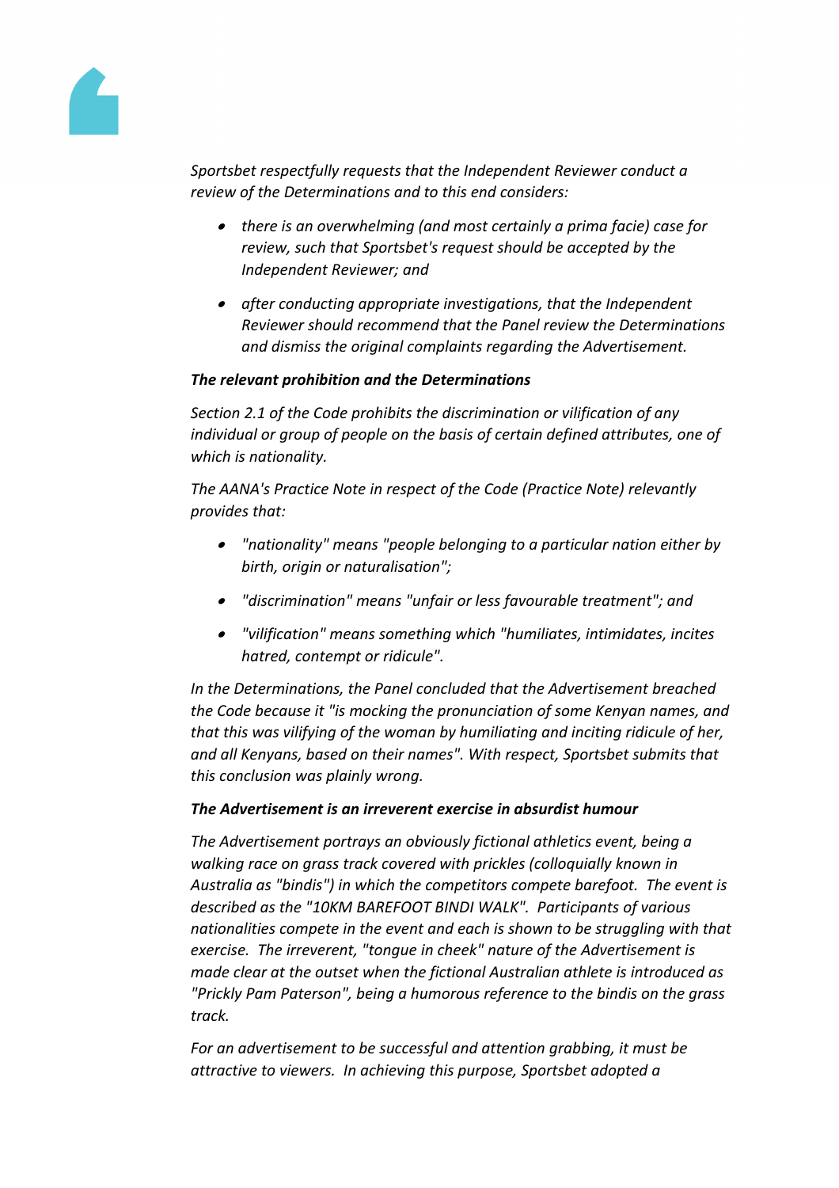*Sportsbet respectfully requests that the Independent Reviewer conduct a review of the Determinations and to this end considers:*

- *there is an overwhelming (and most certainly a prima facie) case for review, such that Sportsbet's request should be accepted by the Independent Reviewer; and*
- *after conducting appropriate investigations, that the Independent Reviewer should recommend that the Panel review the Determinations and dismiss the original complaints regarding the Advertisement.*

***The relevant prohibition and the Determinations***

*Section 2.1 of the Code prohibits the discrimination or vilification of any individual or group of people on the basis of certain defined attributes, one of which is nationality.*

*The AANA's Practice Note in respect of the Code (Practice Note) relevantly provides that:*

- *"nationality" means "people belonging to a particular nation either by birth, origin or naturalisation";*
- *"discrimination" means "unfair or less favourable treatment"; and*
- *"vilification" means something which "humiliates, intimidates, incites hatred, contempt or ridicule".*

*In the Determinations, the Panel concluded that the Advertisement breached the Code because it "is mocking the pronunciation of some Kenyan names, and that this was vilifying of the woman by humiliating and inciting ridicule of her, and all Kenyans, based on their names". With respect, Sportsbet submits that this conclusion was plainly wrong.*

***The Advertisement is an irreverent exercise in absurdist humour***

*The Advertisement portrays an obviously fictional athletics event, being a walking race on grass track covered with prickles (colloquially known in Australia as "bindis") in which the competitors compete barefoot. The event is described as the "10KM BAREFOOT BINDI WALK". Participants of various nationalities compete in the event and each is shown to be struggling with that exercise. The irreverent, "tongue in cheek" nature of the Advertisement is made clear at the outset when the fictional Australian athlete is introduced as "Prickly Pam Paterson", being a humorous reference to the bindis on the grass track.*

*For an advertisement to be successful and attention grabbing, it must be attractive to viewers. In achieving this purpose, Sportsbet adopted a*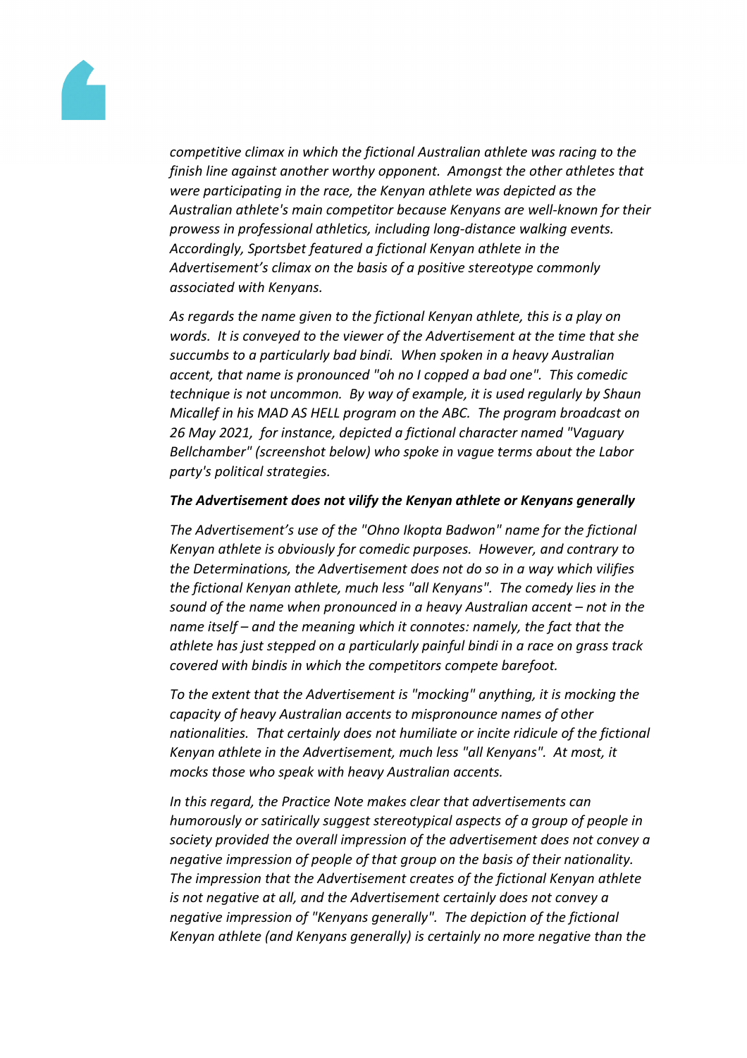*competitive climax in which the fictional Australian athlete was racing to the finish line against another worthy opponent. Amongst the other athletes that were participating in the race, the Kenyan athlete was depicted as the Australian athlete's main competitor because Kenyans are well-known for their prowess in professional athletics, including long-distance walking events. Accordingly, Sportsbet featured a fictional Kenyan athlete in the Advertisement's climax on the basis of a positive stereotype commonly associated with Kenyans.*

*As regards the name given to the fictional Kenyan athlete, this is a play on words. It is conveyed to the viewer of the Advertisement at the time that she succumbs to a particularly bad bindi. When spoken in a heavy Australian accent, that name is pronounced "oh no I copped a bad one". This comedic technique is not uncommon. By way of example, it is used regularly by Shaun Micallef in his MAD AS HELL program on the ABC. The program broadcast on 26 May 2021, for instance, depicted a fictional character named "Vaguary Bellchamber" (screenshot below) who spoke in vague terms about the Labor party's political strategies.*

***The Advertisement does not vilify the Kenyan athlete or Kenyans generally***

*The Advertisement's use of the "Ohno Ikopta Badwon" name for the fictional Kenyan athlete is obviously for comedic purposes. However, and contrary to the Determinations, the Advertisement does not do so in a way which vilifies the fictional Kenyan athlete, much less "all Kenyans". The comedy lies in the sound of the name when pronounced in a heavy Australian accent – not in the name itself – and the meaning which it connotes: namely, the fact that the athlete has just stepped on a particularly painful bindi in a race on grass track covered with bindis in which the competitors compete barefoot.*

*To the extent that the Advertisement is "mocking" anything, it is mocking the capacity of heavy Australian accents to mispronounce names of other nationalities. That certainly does not humiliate or incite ridicule of the fictional Kenyan athlete in the Advertisement, much less "all Kenyans". At most, it mocks those who speak with heavy Australian accents.*

*In this regard, the Practice Note makes clear that advertisements can humorously or satirically suggest stereotypical aspects of a group of people in society provided the overall impression of the advertisement does not convey a negative impression of people of that group on the basis of their nationality. The impression that the Advertisement creates of the fictional Kenyan athlete is not negative at all, and the Advertisement certainly does not convey a negative impression of "Kenyans generally". The depiction of the fictional Kenyan athlete (and Kenyans generally) is certainly no more negative than the*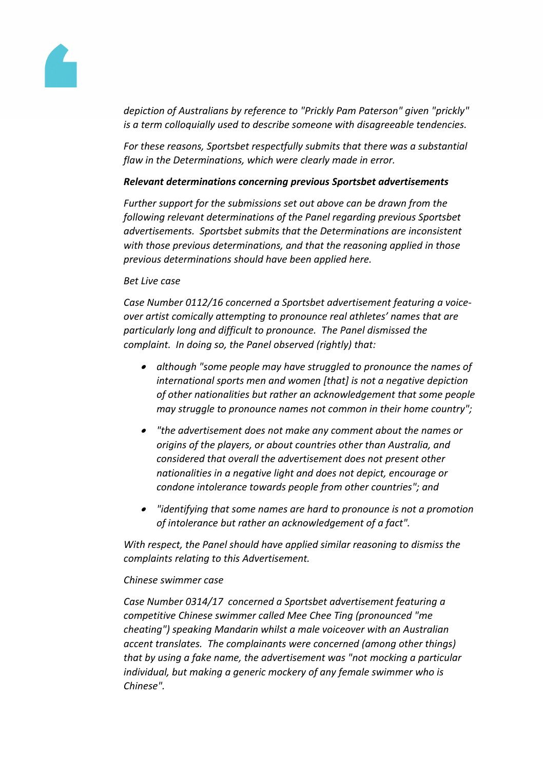*depiction of Australians by reference to "Prickly Pam Paterson" given "prickly" is a term colloquially used to describe someone with disagreeable tendencies.*

*For these reasons, Sportsbet respectfully submits that there was a substantial flaw in the Determinations, which were clearly made in error.*

***Relevant determinations concerning previous Sportsbet advertisements***

*Further support for the submissions set out above can be drawn from the following relevant determinations of the Panel regarding previous Sportsbet advertisements. Sportsbet submits that the Determinations are inconsistent with those previous determinations, and that the reasoning applied in those previous determinations should have been applied here.*

*Bet Live case*

*Case Number 0112/16 concerned a Sportsbet advertisement featuring a voice-over artist comically attempting to pronounce real athletes' names that are particularly long and difficult to pronounce. The Panel dismissed the complaint. In doing so, the Panel observed (rightly) that:*

- *although "some people may have struggled to pronounce the names of international sports men and women [that] is not a negative depiction of other nationalities but rather an acknowledgement that some people may struggle to pronounce names not common in their home country";*
- *"the advertisement does not make any comment about the names or origins of the players, or about countries other than Australia, and considered that overall the advertisement does not present other nationalities in a negative light and does not depict, encourage or condone intolerance towards people from other countries"; and*
- *"identifying that some names are hard to pronounce is not a promotion of intolerance but rather an acknowledgement of a fact".*

*With respect, the Panel should have applied similar reasoning to dismiss the complaints relating to this Advertisement.*

*Chinese swimmer case*

*Case Number 0314/17 concerned a Sportsbet advertisement featuring a competitive Chinese swimmer called Mee Chee Ting (pronounced "me cheating") speaking Mandarin whilst a male voiceover with an Australian accent translates. The complainants were concerned (among other things) that by using a fake name, the advertisement was "not mocking a particular individual, but making a generic mockery of any female swimmer who is Chinese".*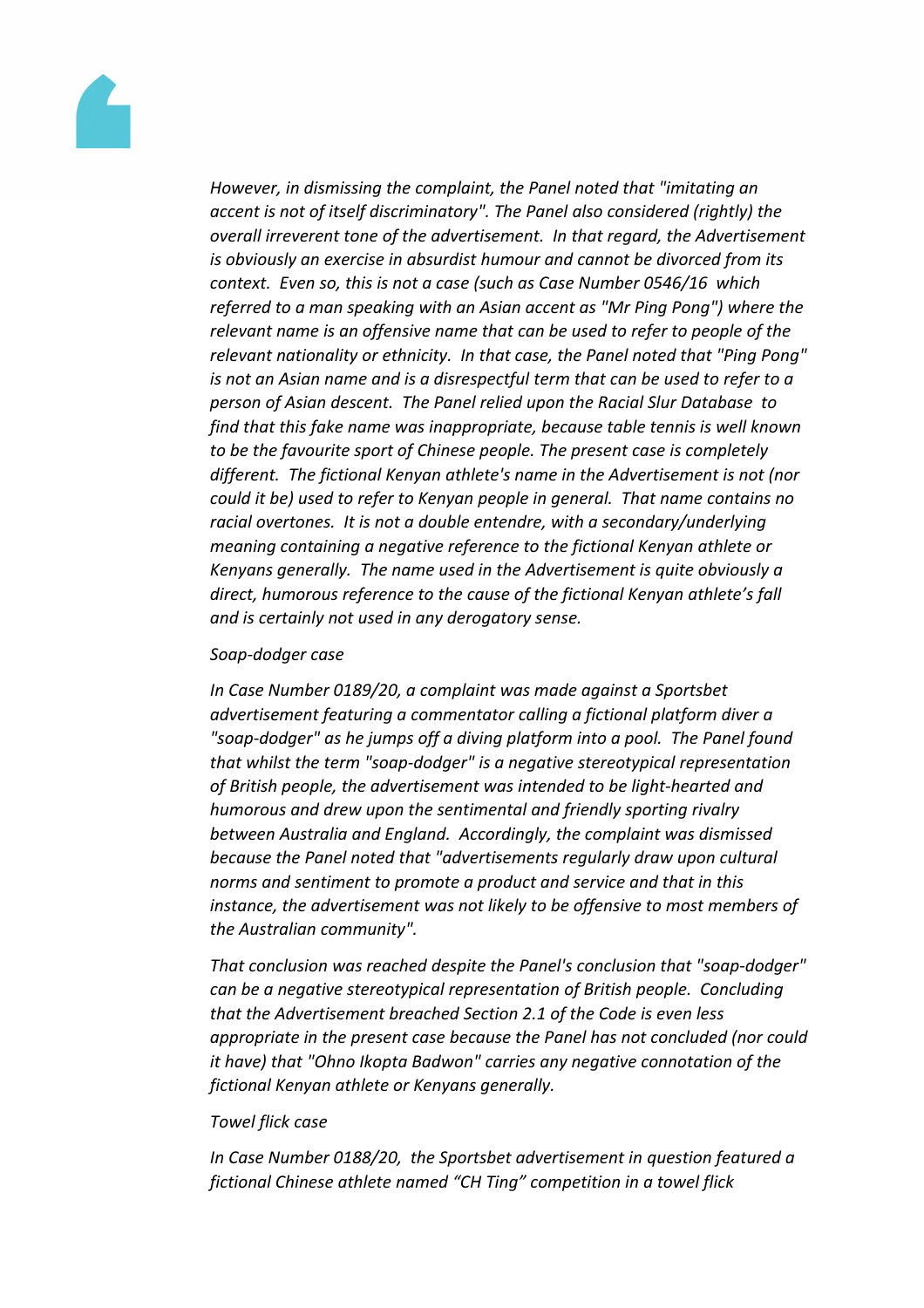*However, in dismissing the complaint, the Panel noted that "imitating an accent is not of itself discriminatory". The Panel also considered (rightly) the overall irreverent tone of the advertisement. In that regard, the Advertisement is obviously an exercise in absurdist humour and cannot be divorced from its context. Even so, this is not a case (such as Case Number 0546/16 which referred to a man speaking with an Asian accent as "Mr Ping Pong") where the relevant name is an offensive name that can be used to refer to people of the relevant nationality or ethnicity. In that case, the Panel noted that "Ping Pong" is not an Asian name and is a disrespectful term that can be used to refer to a person of Asian descent. The Panel relied upon the Racial Slur Database to find that this fake name was inappropriate, because table tennis is well known to be the favourite sport of Chinese people. The present case is completely different. The fictional Kenyan athlete's name in the Advertisement is not (nor could it be) used to refer to Kenyan people in general. That name contains no racial overtones. It is not a double entendre, with a secondary/underlying meaning containing a negative reference to the fictional Kenyan athlete or Kenyans generally. The name used in the Advertisement is quite obviously a direct, humorous reference to the cause of the fictional Kenyan athlete's fall and is certainly not used in any derogatory sense.*

*Soap-dodger case*

*In Case Number 0189/20, a complaint was made against a Sportsbet advertisement featuring a commentator calling a fictional platform diver a "soap-dodger" as he jumps off a diving platform into a pool. The Panel found that whilst the term "soap-dodger" is a negative stereotypical representation of British people, the advertisement was intended to be light-hearted and humorous and drew upon the sentimental and friendly sporting rivalry between Australia and England. Accordingly, the complaint was dismissed because the Panel noted that "advertisements regularly draw upon cultural norms and sentiment to promote a product and service and that in this instance, the advertisement was not likely to be offensive to most members of the Australian community".*

*That conclusion was reached despite the Panel's conclusion that "soap-dodger" can be a negative stereotypical representation of British people. Concluding that the Advertisement breached Section 2.1 of the Code is even less appropriate in the present case because the Panel has not concluded (nor could it have) that "Ohno Ikopta Badwon" carries any negative connotation of the fictional Kenyan athlete or Kenyans generally.*

*Towel flick case*

*In Case Number 0188/20, the Sportsbet advertisement in question featured a fictional Chinese athlete named "CH Ting" competition in a towel flick*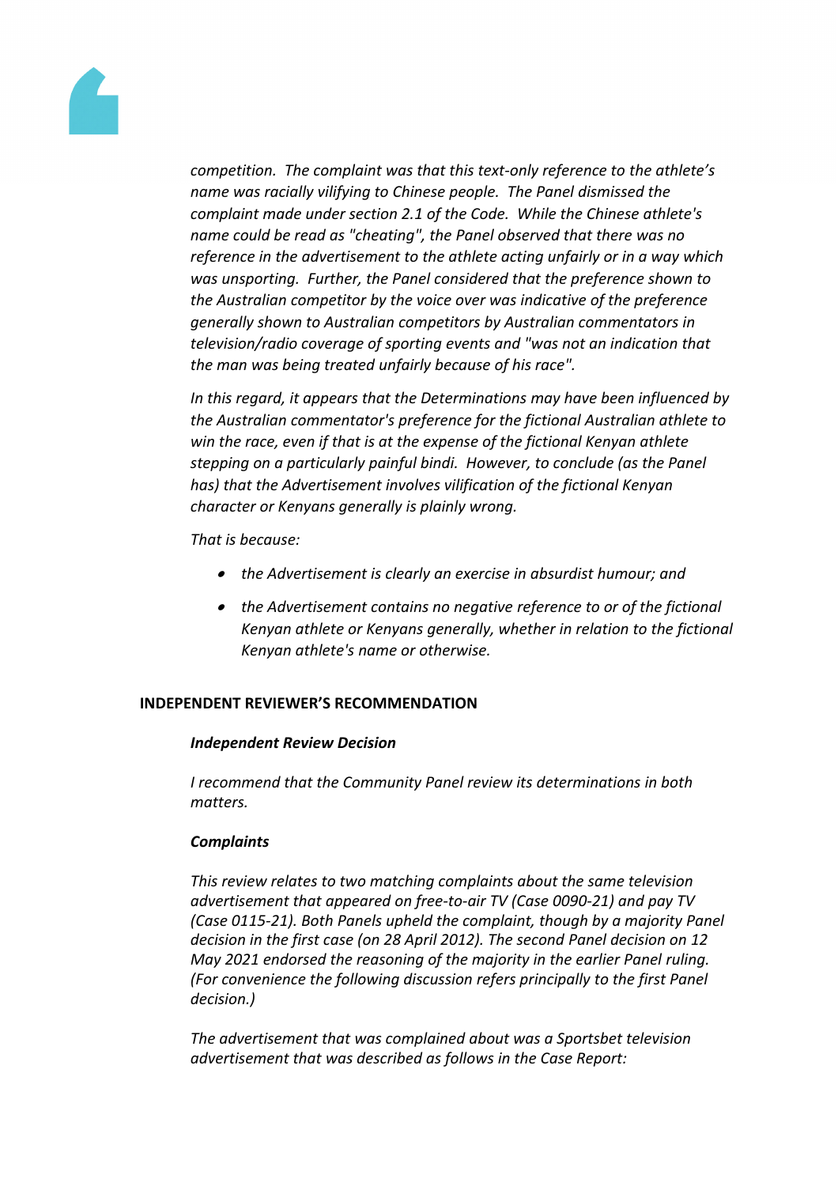*competition. The complaint was that this text-only reference to the athlete's name was racially vilifying to Chinese people. The Panel dismissed the complaint made under section 2.1 of the Code. While the Chinese athlete's name could be read as "cheating", the Panel observed that there was no reference in the advertisement to the athlete acting unfairly or in a way which was unsporting. Further, the Panel considered that the preference shown to the Australian competitor by the voice over was indicative of the preference generally shown to Australian competitors by Australian commentators in television/radio coverage of sporting events and "was not an indication that the man was being treated unfairly because of his race".*

*In this regard, it appears that the Determinations may have been influenced by the Australian commentator's preference for the fictional Australian athlete to win the race, even if that is at the expense of the fictional Kenyan athlete stepping on a particularly painful bindi. However, to conclude (as the Panel has) that the Advertisement involves vilification of the fictional Kenyan character or Kenyans generally is plainly wrong.*

*That is because:*

- *the Advertisement is clearly an exercise in absurdist humour; and*
- *the Advertisement contains no negative reference to or of the fictional Kenyan athlete or Kenyans generally, whether in relation to the fictional Kenyan athlete's name or otherwise.*

## INDEPENDENT REVIEWER'S RECOMMENDATION

***Independent Review Decision***

*I recommend that the Community Panel review its determinations in both matters.*

***Complaints***

*This review relates to two matching complaints about the same television advertisement that appeared on free-to-air TV (Case 0090-21) and pay TV (Case 0115-21). Both Panels upheld the complaint, though by a majority Panel decision in the first case (on 28 April 2012). The second Panel decision on 12 May 2021 endorsed the reasoning of the majority in the earlier Panel ruling. (For convenience the following discussion refers principally to the first Panel decision.)*

*The advertisement that was complained about was a Sportsbet television advertisement that was described as follows in the Case Report:*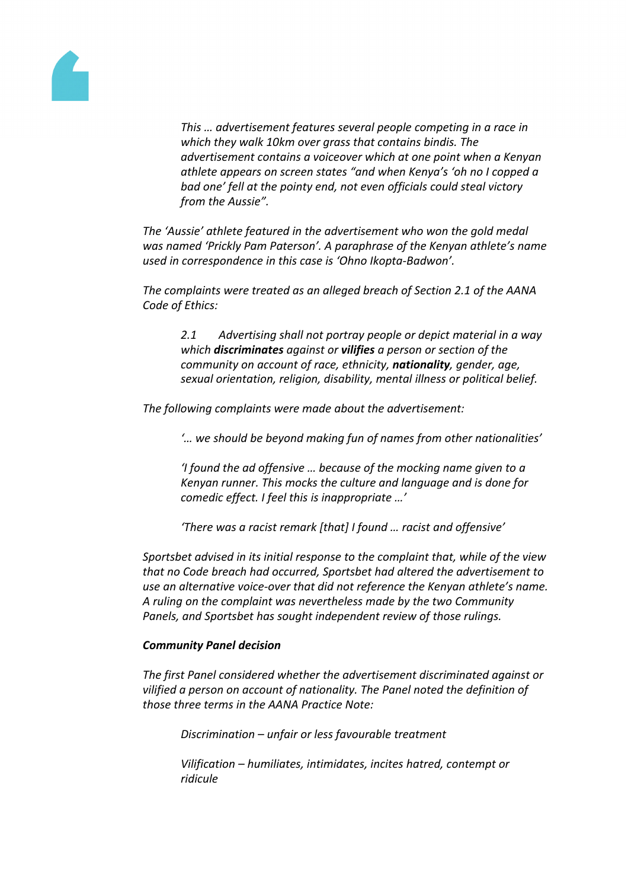*This … advertisement features several people competing in a race in which they walk 10km over grass that contains bindis. The advertisement contains a voiceover which at one point when a Kenyan athlete appears on screen states "and when Kenya's 'oh no I copped a bad one' fell at the pointy end, not even officials could steal victory from the Aussie".*

*The 'Aussie' athlete featured in the advertisement who won the gold medal was named 'Prickly Pam Paterson'. A paraphrase of the Kenyan athlete's name used in correspondence in this case is 'Ohno Ikopta-Badwon'.*

*The complaints were treated as an alleged breach of Section 2.1 of the AANA Code of Ethics:*

> *2.1 Advertising shall not portray people or depict material in a way which **discriminates** against or **vilifies** a person or section of the community on account of race, ethnicity, **nationality**, gender, age, sexual orientation, religion, disability, mental illness or political belief.*

*The following complaints were made about the advertisement:*

> *'… we should be beyond making fun of names from other nationalities'*
>
> *'I found the ad offensive … because of the mocking name given to a Kenyan runner. This mocks the culture and language and is done for comedic effect. I feel this is inappropriate …'*
>
> *'There was a racist remark [that] I found … racist and offensive'*

*Sportsbet advised in its initial response to the complaint that, while of the view that no Code breach had occurred, Sportsbet had altered the advertisement to use an alternative voice-over that did not reference the Kenyan athlete's name. A ruling on the complaint was nevertheless made by the two Community Panels, and Sportsbet has sought independent review of those rulings.*

***Community Panel decision***

*The first Panel considered whether the advertisement discriminated against or vilified a person on account of nationality. The Panel noted the definition of those three terms in the AANA Practice Note:*

> *Discrimination – unfair or less favourable treatment*
>
> *Vilification – humiliates, intimidates, incites hatred, contempt or ridicule*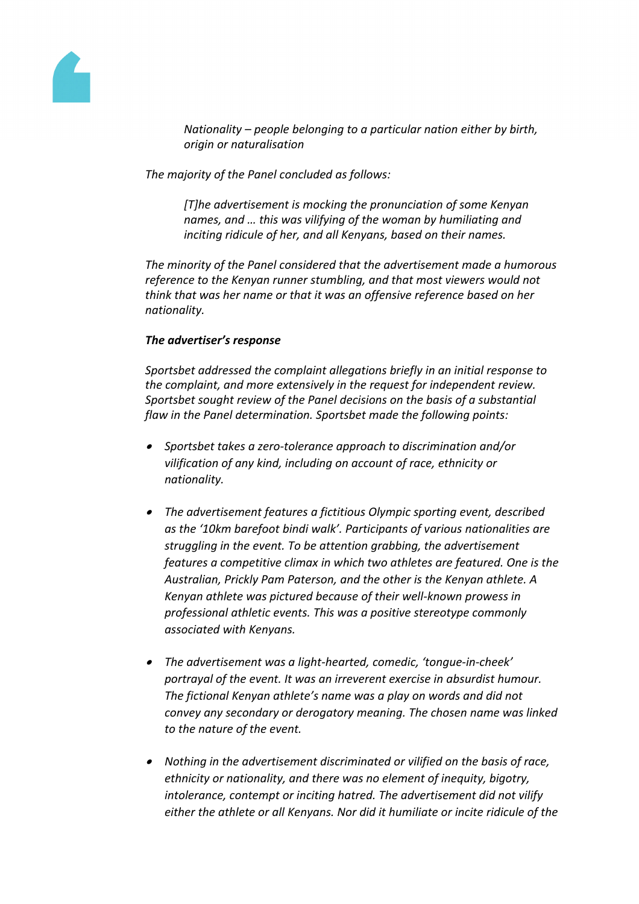*Nationality – people belonging to a particular nation either by birth, origin or naturalisation*

*The majority of the Panel concluded as follows:*

*[T]he advertisement is mocking the pronunciation of some Kenyan names, and … this was vilifying of the woman by humiliating and inciting ridicule of her, and all Kenyans, based on their names.*

*The minority of the Panel considered that the advertisement made a humorous reference to the Kenyan runner stumbling, and that most viewers would not think that was her name or that it was an offensive reference based on her nationality.*

***The advertiser's response***

*Sportsbet addressed the complaint allegations briefly in an initial response to the complaint, and more extensively in the request for independent review. Sportsbet sought review of the Panel decisions on the basis of a substantial flaw in the Panel determination. Sportsbet made the following points:*

- *Sportsbet takes a zero-tolerance approach to discrimination and/or vilification of any kind, including on account of race, ethnicity or nationality.*
- *The advertisement features a fictitious Olympic sporting event, described as the '10km barefoot bindi walk'. Participants of various nationalities are struggling in the event. To be attention grabbing, the advertisement features a competitive climax in which two athletes are featured. One is the Australian, Prickly Pam Paterson, and the other is the Kenyan athlete. A Kenyan athlete was pictured because of their well-known prowess in professional athletic events. This was a positive stereotype commonly associated with Kenyans.*
- *The advertisement was a light-hearted, comedic, 'tongue-in-cheek' portrayal of the event. It was an irreverent exercise in absurdist humour. The fictional Kenyan athlete's name was a play on words and did not convey any secondary or derogatory meaning. The chosen name was linked to the nature of the event.*
- *Nothing in the advertisement discriminated or vilified on the basis of race, ethnicity or nationality, and there was no element of inequity, bigotry, intolerance, contempt or inciting hatred. The advertisement did not vilify either the athlete or all Kenyans. Nor did it humiliate or incite ridicule of the*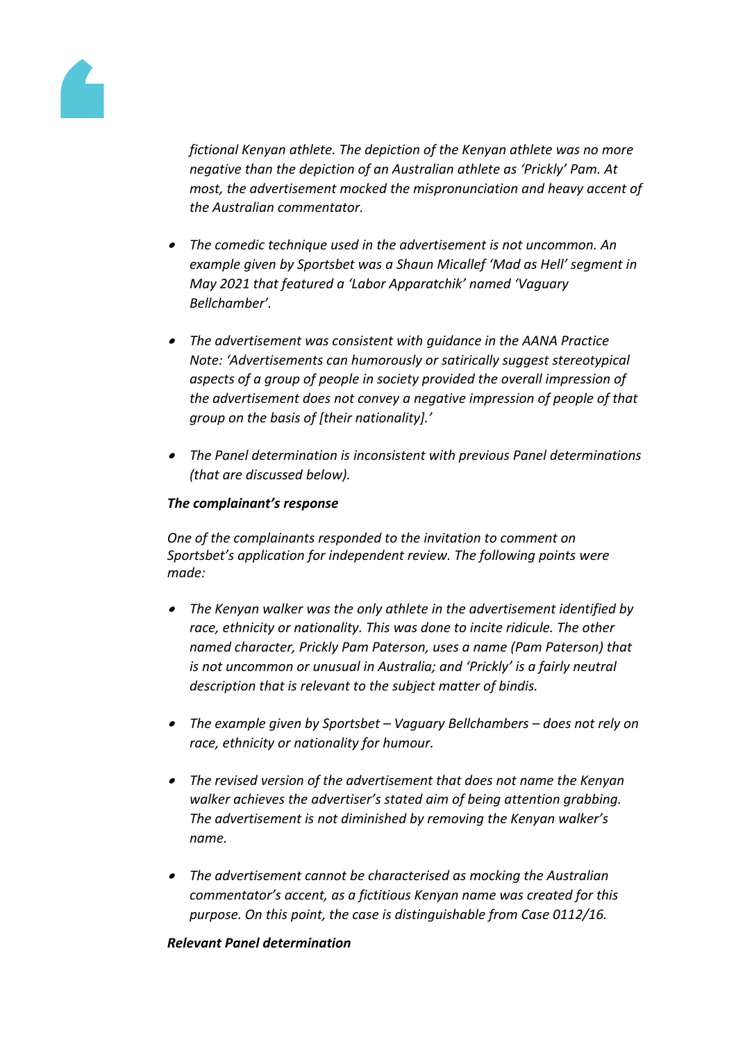*fictional Kenyan athlete. The depiction of the Kenyan athlete was no more negative than the depiction of an Australian athlete as 'Prickly' Pam. At most, the advertisement mocked the mispronunciation and heavy accent of the Australian commentator.*

- *The comedic technique used in the advertisement is not uncommon. An example given by Sportsbet was a Shaun Micallef 'Mad as Hell' segment in May 2021 that featured a 'Labor Apparatchik' named 'Vaguary Bellchamber'.*

- *The advertisement was consistent with guidance in the AANA Practice Note: 'Advertisements can humorously or satirically suggest stereotypical aspects of a group of people in society provided the overall impression of the advertisement does not convey a negative impression of people of that group on the basis of [their nationality].'*

- *The Panel determination is inconsistent with previous Panel determinations (that are discussed below).*

***The complainant's response***

*One of the complainants responded to the invitation to comment on Sportsbet's application for independent review. The following points were made:*

- *The Kenyan walker was the only athlete in the advertisement identified by race, ethnicity or nationality. This was done to incite ridicule. The other named character, Prickly Pam Paterson, uses a name (Pam Paterson) that is not uncommon or unusual in Australia; and 'Prickly' is a fairly neutral description that is relevant to the subject matter of bindis.*

- *The example given by Sportsbet – Vaguary Bellchambers – does not rely on race, ethnicity or nationality for humour.*

- *The revised version of the advertisement that does not name the Kenyan walker achieves the advertiser's stated aim of being attention grabbing. The advertisement is not diminished by removing the Kenyan walker's name.*

- *The advertisement cannot be characterised as mocking the Australian commentator's accent, as a fictitious Kenyan name was created for this purpose. On this point, the case is distinguishable from Case 0112/16.*

***Relevant Panel determination***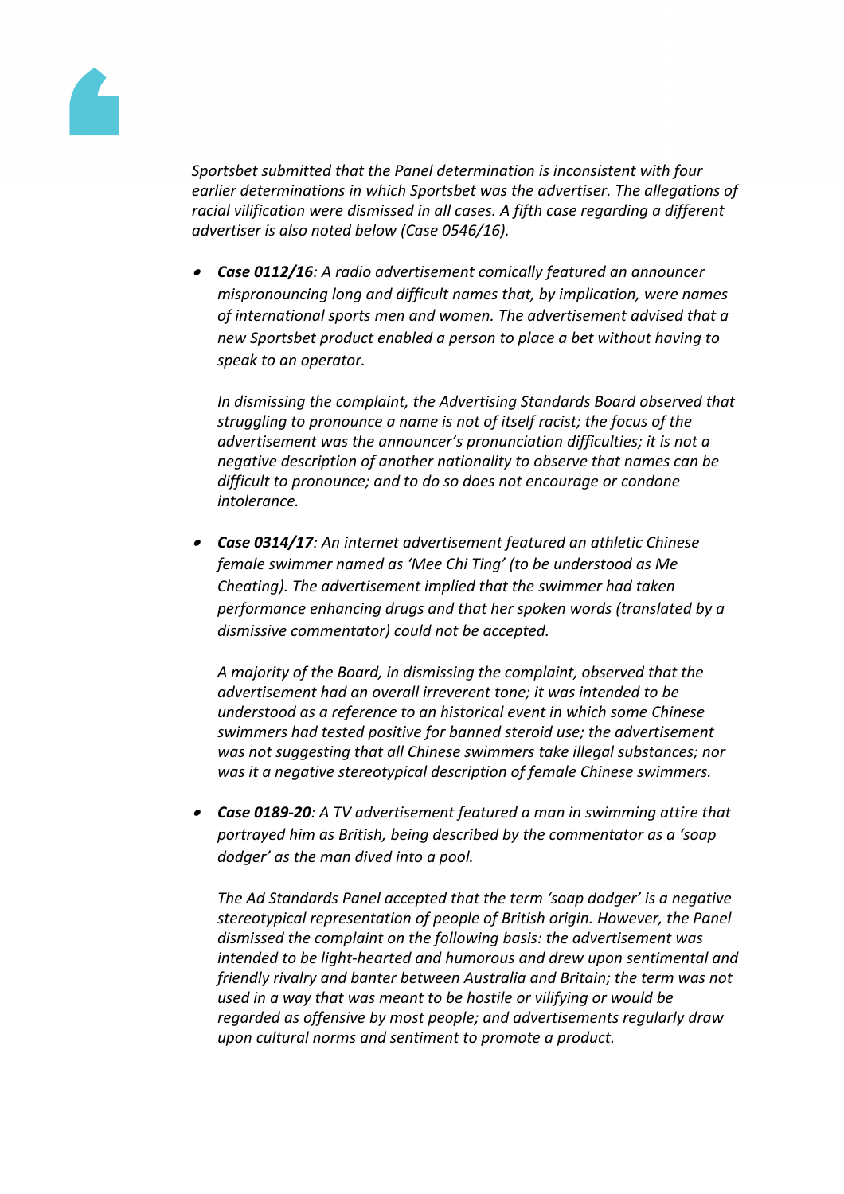*Sportsbet submitted that the Panel determination is inconsistent with four earlier determinations in which Sportsbet was the advertiser. The allegations of racial vilification were dismissed in all cases. A fifth case regarding a different advertiser is also noted below (Case 0546/16).*

- ***Case 0112/16****: A radio advertisement comically featured an announcer mispronouncing long and difficult names that, by implication, were names of international sports men and women. The advertisement advised that a new Sportsbet product enabled a person to place a bet without having to speak to an operator.*

  *In dismissing the complaint, the Advertising Standards Board observed that struggling to pronounce a name is not of itself racist; the focus of the advertisement was the announcer's pronunciation difficulties; it is not a negative description of another nationality to observe that names can be difficult to pronounce; and to do so does not encourage or condone intolerance.*

- ***Case 0314/17****: An internet advertisement featured an athletic Chinese female swimmer named as 'Mee Chi Ting' (to be understood as Me Cheating). The advertisement implied that the swimmer had taken performance enhancing drugs and that her spoken words (translated by a dismissive commentator) could not be accepted.*

  *A majority of the Board, in dismissing the complaint, observed that the advertisement had an overall irreverent tone; it was intended to be understood as a reference to an historical event in which some Chinese swimmers had tested positive for banned steroid use; the advertisement was not suggesting that all Chinese swimmers take illegal substances; nor was it a negative stereotypical description of female Chinese swimmers.*

- ***Case 0189-20****: A TV advertisement featured a man in swimming attire that portrayed him as British, being described by the commentator as a 'soap dodger' as the man dived into a pool.*

  *The Ad Standards Panel accepted that the term 'soap dodger' is a negative stereotypical representation of people of British origin. However, the Panel dismissed the complaint on the following basis: the advertisement was intended to be light-hearted and humorous and drew upon sentimental and friendly rivalry and banter between Australia and Britain; the term was not used in a way that was meant to be hostile or vilifying or would be regarded as offensive by most people; and advertisements regularly draw upon cultural norms and sentiment to promote a product.*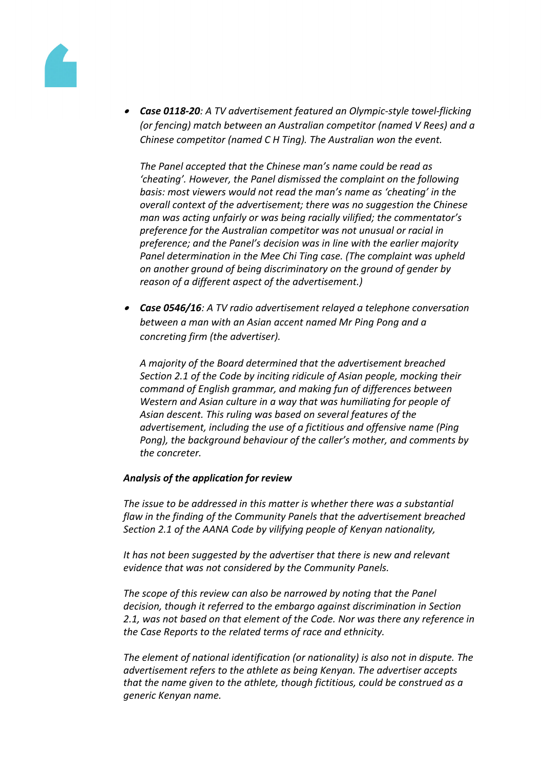- ***Case 0118-20****: A TV advertisement featured an Olympic-style towel-flicking (or fencing) match between an Australian competitor (named V Rees) and a Chinese competitor (named C H Ting). The Australian won the event.*

  *The Panel accepted that the Chinese man's name could be read as 'cheating'. However, the Panel dismissed the complaint on the following basis: most viewers would not read the man's name as 'cheating' in the overall context of the advertisement; there was no suggestion the Chinese man was acting unfairly or was being racially vilified; the commentator's preference for the Australian competitor was not unusual or racial in preference; and the Panel's decision was in line with the earlier majority Panel determination in the Mee Chi Ting case. (The complaint was upheld on another ground of being discriminatory on the ground of gender by reason of a different aspect of the advertisement.)*

- ***Case 0546/16****: A TV radio advertisement relayed a telephone conversation between a man with an Asian accent named Mr Ping Pong and a concreting firm (the advertiser).*

  *A majority of the Board determined that the advertisement breached Section 2.1 of the Code by inciting ridicule of Asian people, mocking their command of English grammar, and making fun of differences between Western and Asian culture in a way that was humiliating for people of Asian descent. This ruling was based on several features of the advertisement, including the use of a fictitious and offensive name (Ping Pong), the background behaviour of the caller's mother, and comments by the concreter.*

***Analysis of the application for review***

*The issue to be addressed in this matter is whether there was a substantial flaw in the finding of the Community Panels that the advertisement breached Section 2.1 of the AANA Code by vilifying people of Kenyan nationality,*

*It has not been suggested by the advertiser that there is new and relevant evidence that was not considered by the Community Panels.*

*The scope of this review can also be narrowed by noting that the Panel decision, though it referred to the embargo against discrimination in Section 2.1, was not based on that element of the Code. Nor was there any reference in the Case Reports to the related terms of race and ethnicity.*

*The element of national identification (or nationality) is also not in dispute. The advertisement refers to the athlete as being Kenyan. The advertiser accepts that the name given to the athlete, though fictitious, could be construed as a generic Kenyan name.*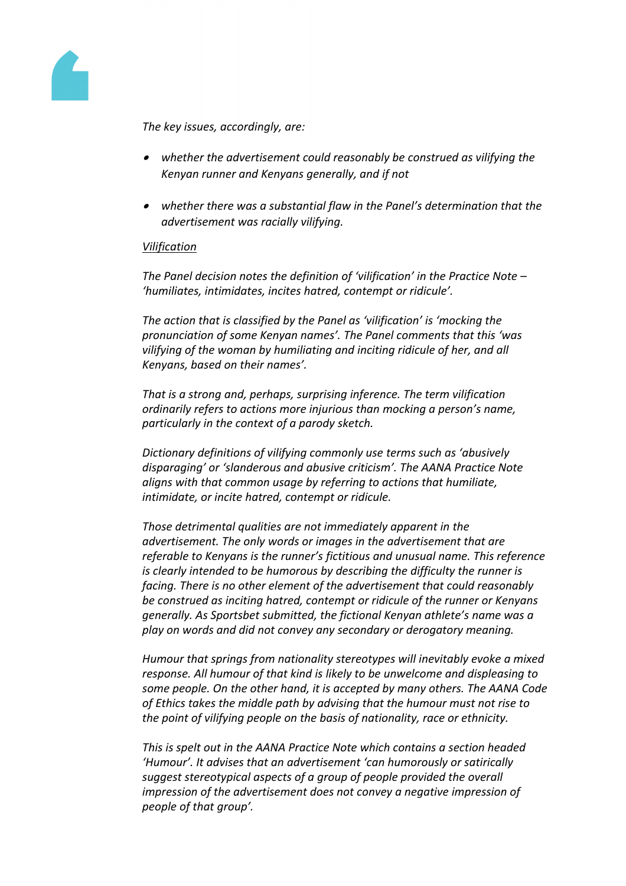*The key issues, accordingly, are:*

- *whether the advertisement could reasonably be construed as vilifying the Kenyan runner and Kenyans generally, and if not*
- *whether there was a substantial flaw in the Panel's determination that the advertisement was racially vilifying.*

*Vilification*

*The Panel decision notes the definition of 'vilification' in the Practice Note – 'humiliates, intimidates, incites hatred, contempt or ridicule'.*

*The action that is classified by the Panel as 'vilification' is 'mocking the pronunciation of some Kenyan names'. The Panel comments that this 'was vilifying of the woman by humiliating and inciting ridicule of her, and all Kenyans, based on their names'.*

*That is a strong and, perhaps, surprising inference. The term vilification ordinarily refers to actions more injurious than mocking a person's name, particularly in the context of a parody sketch.*

*Dictionary definitions of vilifying commonly use terms such as 'abusively disparaging' or 'slanderous and abusive criticism'. The AANA Practice Note aligns with that common usage by referring to actions that humiliate, intimidate, or incite hatred, contempt or ridicule.*

*Those detrimental qualities are not immediately apparent in the advertisement. The only words or images in the advertisement that are referable to Kenyans is the runner's fictitious and unusual name. This reference is clearly intended to be humorous by describing the difficulty the runner is facing. There is no other element of the advertisement that could reasonably be construed as inciting hatred, contempt or ridicule of the runner or Kenyans generally. As Sportsbet submitted, the fictional Kenyan athlete's name was a play on words and did not convey any secondary or derogatory meaning.*

*Humour that springs from nationality stereotypes will inevitably evoke a mixed response. All humour of that kind is likely to be unwelcome and displeasing to some people. On the other hand, it is accepted by many others. The AANA Code of Ethics takes the middle path by advising that the humour must not rise to the point of vilifying people on the basis of nationality, race or ethnicity.*

*This is spelt out in the AANA Practice Note which contains a section headed 'Humour'. It advises that an advertisement 'can humorously or satirically suggest stereotypical aspects of a group of people provided the overall impression of the advertisement does not convey a negative impression of people of that group'.*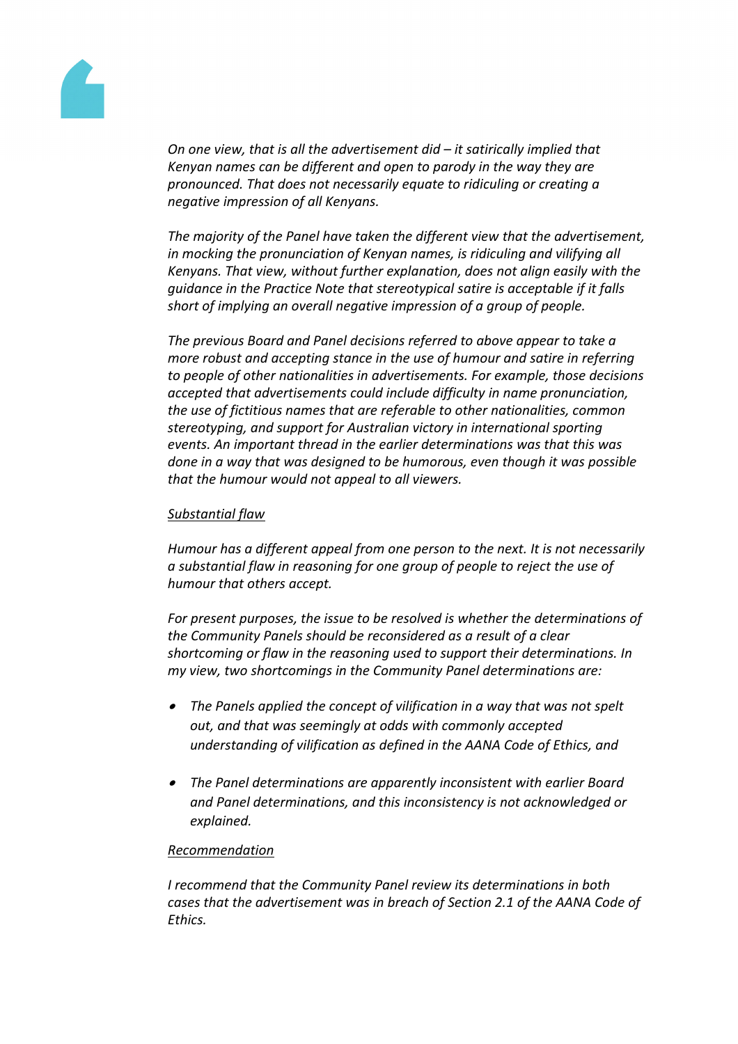*On one view, that is all the advertisement did – it satirically implied that Kenyan names can be different and open to parody in the way they are pronounced. That does not necessarily equate to ridiculing or creating a negative impression of all Kenyans.*

*The majority of the Panel have taken the different view that the advertisement, in mocking the pronunciation of Kenyan names, is ridiculing and vilifying all Kenyans. That view, without further explanation, does not align easily with the guidance in the Practice Note that stereotypical satire is acceptable if it falls short of implying an overall negative impression of a group of people.*

*The previous Board and Panel decisions referred to above appear to take a more robust and accepting stance in the use of humour and satire in referring to people of other nationalities in advertisements. For example, those decisions accepted that advertisements could include difficulty in name pronunciation, the use of fictitious names that are referable to other nationalities, common stereotyping, and support for Australian victory in international sporting events. An important thread in the earlier determinations was that this was done in a way that was designed to be humorous, even though it was possible that the humour would not appeal to all viewers.*

*<u>Substantial flaw</u>*

*Humour has a different appeal from one person to the next. It is not necessarily a substantial flaw in reasoning for one group of people to reject the use of humour that others accept.*

*For present purposes, the issue to be resolved is whether the determinations of the Community Panels should be reconsidered as a result of a clear shortcoming or flaw in the reasoning used to support their determinations. In my view, two shortcomings in the Community Panel determinations are:*

- *The Panels applied the concept of vilification in a way that was not spelt out, and that was seemingly at odds with commonly accepted understanding of vilification as defined in the AANA Code of Ethics, and*
- *The Panel determinations are apparently inconsistent with earlier Board and Panel determinations, and this inconsistency is not acknowledged or explained.*

*<u>Recommendation</u>*

*I recommend that the Community Panel review its determinations in both cases that the advertisement was in breach of Section 2.1 of the AANA Code of Ethics.*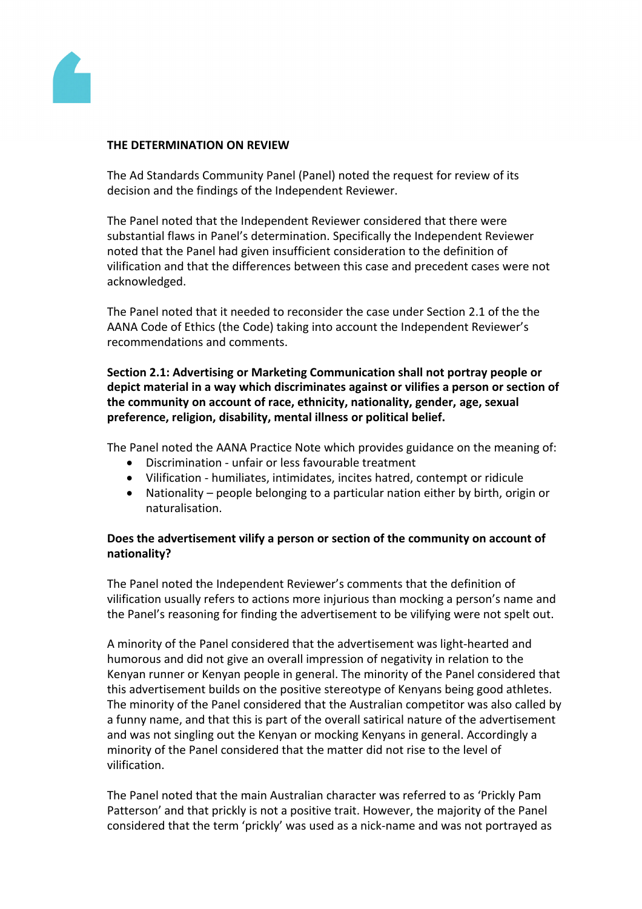**THE DETERMINATION ON REVIEW**

The Ad Standards Community Panel (Panel) noted the request for review of its decision and the findings of the Independent Reviewer.

The Panel noted that the Independent Reviewer considered that there were substantial flaws in Panel's determination. Specifically the Independent Reviewer noted that the Panel had given insufficient consideration to the definition of vilification and that the differences between this case and precedent cases were not acknowledged.

The Panel noted that it needed to reconsider the case under Section 2.1 of the the AANA Code of Ethics (the Code) taking into account the Independent Reviewer's recommendations and comments.

**Section 2.1: Advertising or Marketing Communication shall not portray people or depict material in a way which discriminates against or vilifies a person or section of the community on account of race, ethnicity, nationality, gender, age, sexual preference, religion, disability, mental illness or political belief.**

The Panel noted the AANA Practice Note which provides guidance on the meaning of:

- Discrimination - unfair or less favourable treatment
- Vilification - humiliates, intimidates, incites hatred, contempt or ridicule
- Nationality – people belonging to a particular nation either by birth, origin or naturalisation.

**Does the advertisement vilify a person or section of the community on account of nationality?**

The Panel noted the Independent Reviewer's comments that the definition of vilification usually refers to actions more injurious than mocking a person's name and the Panel's reasoning for finding the advertisement to be vilifying were not spelt out.

A minority of the Panel considered that the advertisement was light-hearted and humorous and did not give an overall impression of negativity in relation to the Kenyan runner or Kenyan people in general. The minority of the Panel considered that this advertisement builds on the positive stereotype of Kenyans being good athletes. The minority of the Panel considered that the Australian competitor was also called by a funny name, and that this is part of the overall satirical nature of the advertisement and was not singling out the Kenyan or mocking Kenyans in general. Accordingly a minority of the Panel considered that the matter did not rise to the level of vilification.

The Panel noted that the main Australian character was referred to as 'Prickly Pam Patterson' and that prickly is not a positive trait. However, the majority of the Panel considered that the term 'prickly' was used as a nick-name and was not portrayed as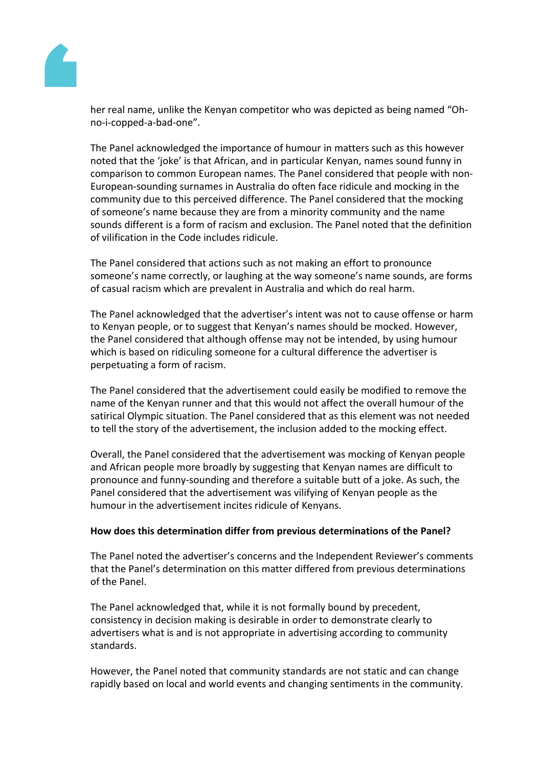her real name, unlike the Kenyan competitor who was depicted as being named "Oh-no-i-copped-a-bad-one".

The Panel acknowledged the importance of humour in matters such as this however noted that the 'joke' is that African, and in particular Kenyan, names sound funny in comparison to common European names. The Panel considered that people with non-European-sounding surnames in Australia do often face ridicule and mocking in the community due to this perceived difference. The Panel considered that the mocking of someone's name because they are from a minority community and the name sounds different is a form of racism and exclusion. The Panel noted that the definition of vilification in the Code includes ridicule.

The Panel considered that actions such as not making an effort to pronounce someone's name correctly, or laughing at the way someone's name sounds, are forms of casual racism which are prevalent in Australia and which do real harm.

The Panel acknowledged that the advertiser's intent was not to cause offense or harm to Kenyan people, or to suggest that Kenyan's names should be mocked. However, the Panel considered that although offense may not be intended, by using humour which is based on ridiculing someone for a cultural difference the advertiser is perpetuating a form of racism.

The Panel considered that the advertisement could easily be modified to remove the name of the Kenyan runner and that this would not affect the overall humour of the satirical Olympic situation. The Panel considered that as this element was not needed to tell the story of the advertisement, the inclusion added to the mocking effect.

Overall, the Panel considered that the advertisement was mocking of Kenyan people and African people more broadly by suggesting that Kenyan names are difficult to pronounce and funny-sounding and therefore a suitable butt of a joke. As such, the Panel considered that the advertisement was vilifying of Kenyan people as the humour in the advertisement incites ridicule of Kenyans.

**How does this determination differ from previous determinations of the Panel?**

The Panel noted the advertiser's concerns and the Independent Reviewer's comments that the Panel's determination on this matter differed from previous determinations of the Panel.

The Panel acknowledged that, while it is not formally bound by precedent, consistency in decision making is desirable in order to demonstrate clearly to advertisers what is and is not appropriate in advertising according to community standards.

However, the Panel noted that community standards are not static and can change rapidly based on local and world events and changing sentiments in the community.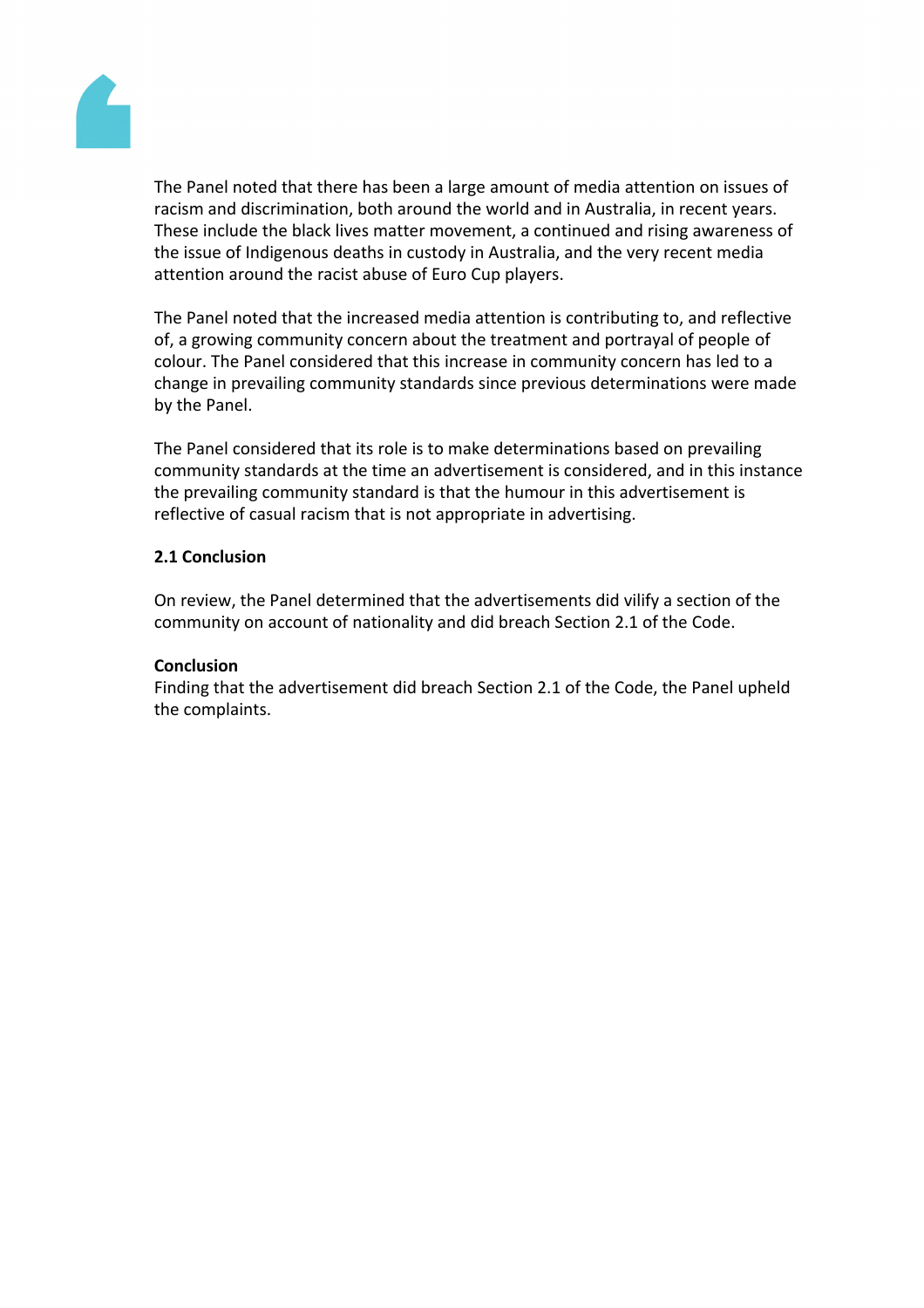The Panel noted that there has been a large amount of media attention on issues of racism and discrimination, both around the world and in Australia, in recent years. These include the black lives matter movement, a continued and rising awareness of the issue of Indigenous deaths in custody in Australia, and the very recent media attention around the racist abuse of Euro Cup players.

The Panel noted that the increased media attention is contributing to, and reflective of, a growing community concern about the treatment and portrayal of people of colour. The Panel considered that this increase in community concern has led to a change in prevailing community standards since previous determinations were made by the Panel.

The Panel considered that its role is to make determinations based on prevailing community standards at the time an advertisement is considered, and in this instance the prevailing community standard is that the humour in this advertisement is reflective of casual racism that is not appropriate in advertising.

**2.1 Conclusion**

On review, the Panel determined that the advertisements did vilify a section of the community on account of nationality and did breach Section 2.1 of the Code.

**Conclusion**

Finding that the advertisement did breach Section 2.1 of the Code, the Panel upheld the complaints.